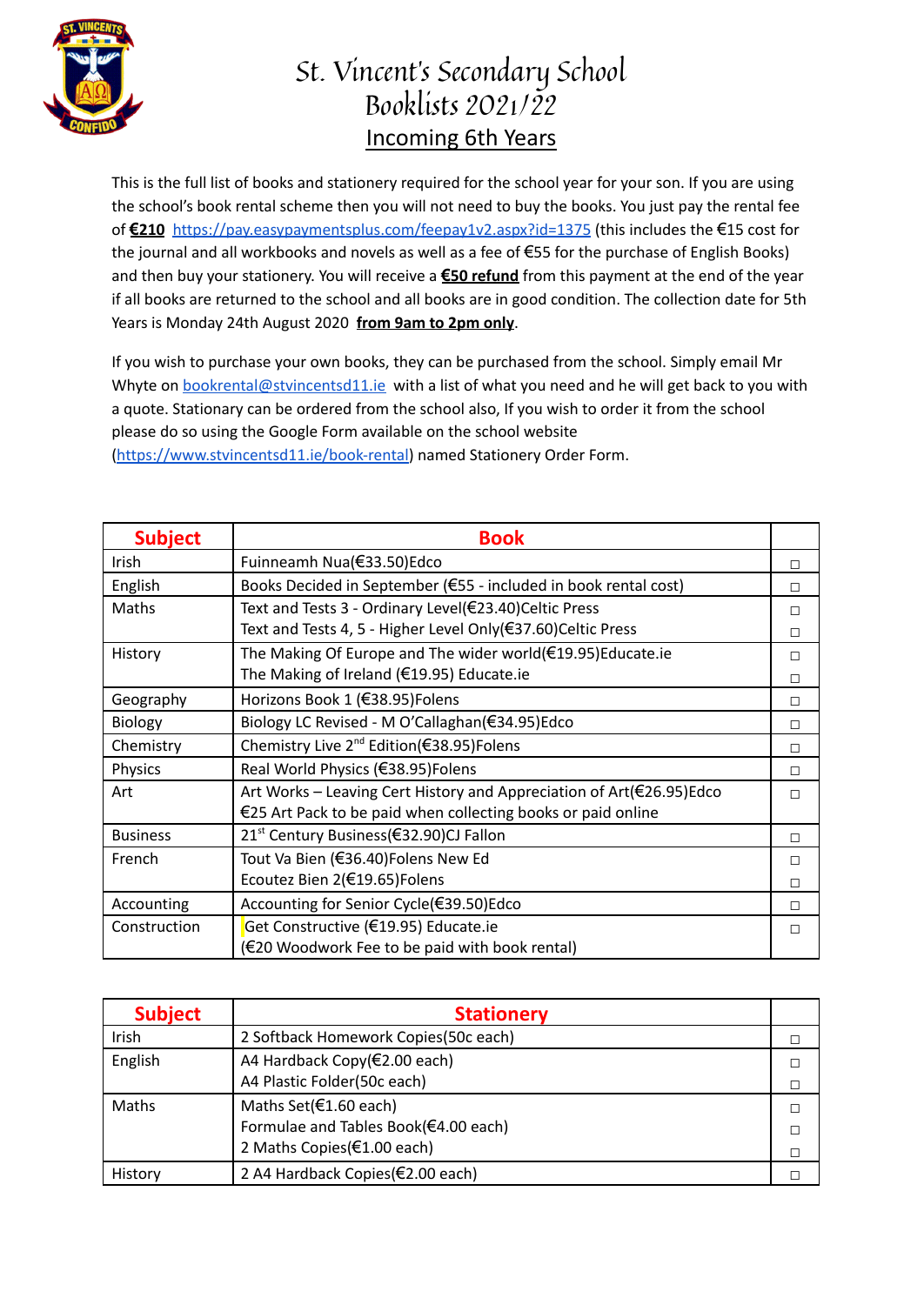# St. Vincent's Secondary School
# Booklists 2021/22
## Incoming 6th Years

This is the full list of books and stationery required for the school year for your son. If you are using the school's book rental scheme then you will not need to buy the books. You just pay the rental fee of **€210** https://pay.easypaymentsplus.com/feepay1v2.aspx?id=1375 (this includes the €15 cost for the journal and all workbooks and novels as well as a fee of €55 for the purchase of English Books) and then buy your stationery. You will receive a **€50 refund** from this payment at the end of the year if all books are returned to the school and all books are in good condition. The collection date for 5th Years is Monday 24th August 2020 **from 9am to 2pm only**.

If you wish to purchase your own books, they can be purchased from the school. Simply email Mr Whyte on bookrental@stvincentsd11.ie with a list of what you need and he will get back to you with a quote. Stationary can be ordered from the school also, If you wish to order it from the school please do so using the Google Form available on the school website (https://www.stvincentsd11.ie/book-rental) named Stationery Order Form.

| Subject | Book | |
|---|---|---|
| Irish | Fuinneamh Nua(€33.50)Edco | ☐ |
| English | Books Decided in September (€55 - included in book rental cost) | ☐ |
| Maths | Text and Tests 3 - Ordinary Level(€23.40)Celtic Press<br>Text and Tests 4, 5 - Higher Level Only(€37.60)Celtic Press | ☐<br>☐ |
| History | The Making Of Europe and The wider world(€19.95)Educate.ie<br>The Making of Ireland (€19.95) Educate.ie | ☐<br>☐ |
| Geography | Horizons Book 1 (€38.95)Folens | ☐ |
| Biology | Biology LC Revised - M O'Callaghan(€34.95)Edco | ☐ |
| Chemistry | Chemistry Live 2nd Edition(€38.95)Folens | ☐ |
| Physics | Real World Physics (€38.95)Folens | ☐ |
| Art | Art Works – Leaving Cert History and Appreciation of Art(€26.95)Edco<br>€25 Art Pack to be paid when collecting books or paid online | ☐ |
| Business | 21st Century Business(€32.90)CJ Fallon | ☐ |
| French | Tout Va Bien (€36.40)Folens New Ed<br>Ecoutez Bien 2(€19.65)Folens | ☐<br>☐ |
| Accounting | Accounting for Senior Cycle(€39.50)Edco | ☐ |
| Construction | Get Constructive (€19.95) Educate.ie<br>(€20 Woodwork Fee to be paid with book rental) | ☐ |

| Subject | Stationery | |
|---|---|---|
| Irish | 2 Softback Homework Copies(50c each) | ☐ |
| English | A4 Hardback Copy(€2.00 each)<br>A4 Plastic Folder(50c each) | ☐<br>☐ |
| Maths | Maths Set(€1.60 each)<br>Formulae and Tables Book(€4.00 each)<br>2 Maths Copies(€1.00 each) | ☐<br>☐<br>☐ |
| History | 2 A4 Hardback Copies(€2.00 each) | ☐ |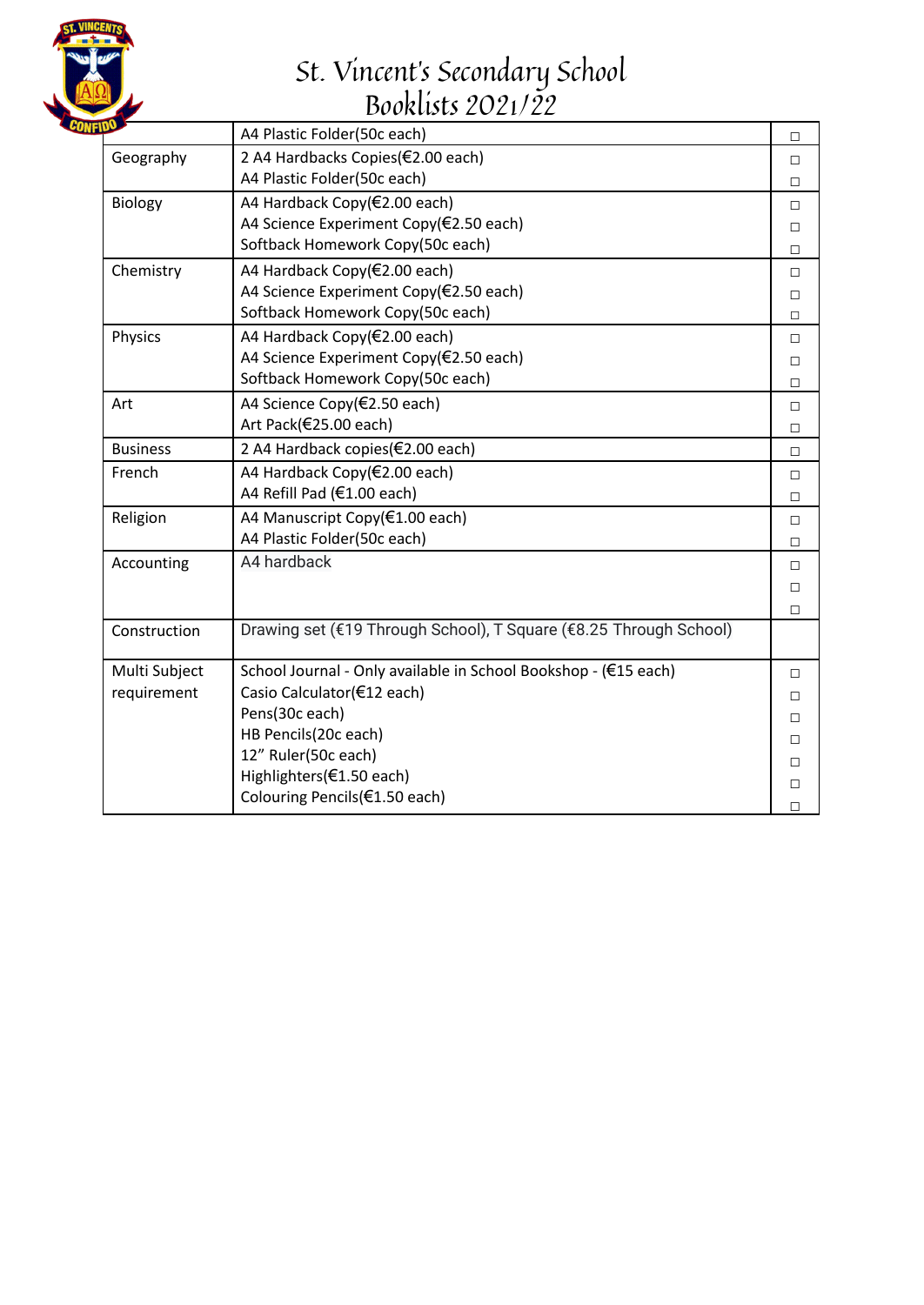# St. Vincent's Secondary School
# Booklists 2021/22

| | | |
|---|---|---|
| | A4 Plastic Folder(50c each) | ☐ |
| Geography | 2 A4 Hardbacks Copies(€2.00 each)<br>A4 Plastic Folder(50c each) | ☐<br>☐ |
| Biology | A4 Hardback Copy(€2.00 each)<br>A4 Science Experiment Copy(€2.50 each)<br>Softback Homework Copy(50c each) | ☐<br>☐<br>☐ |
| Chemistry | A4 Hardback Copy(€2.00 each)<br>A4 Science Experiment Copy(€2.50 each)<br>Softback Homework Copy(50c each) | ☐<br>☐<br>☐ |
| Physics | A4 Hardback Copy(€2.00 each)<br>A4 Science Experiment Copy(€2.50 each)<br>Softback Homework Copy(50c each) | ☐<br>☐<br>☐ |
| Art | A4 Science Copy(€2.50 each)<br>Art Pack(€25.00 each) | ☐<br>☐ |
| Business | 2 A4 Hardback copies(€2.00 each) | ☐ |
| French | A4 Hardback Copy(€2.00 each)<br>A4 Refill Pad (€1.00 each) | ☐<br>☐ |
| Religion | A4 Manuscript Copy(€1.00 each)<br>A4 Plastic Folder(50c each) | ☐<br>☐ |
| Accounting | A4 hardback | ☐<br>☐<br>☐ |
| Construction | Drawing set (€19 Through School), T Square (€8.25 Through School) | |
| Multi Subject requirement | School Journal - Only available in School Bookshop - (€15 each)<br>Casio Calculator(€12 each)<br>Pens(30c each)<br>HB Pencils(20c each)<br>12" Ruler(50c each)<br>Highlighters(€1.50 each)<br>Colouring Pencils(€1.50 each) | ☐<br>☐<br>☐<br>☐<br>☐<br>☐<br>☐ |